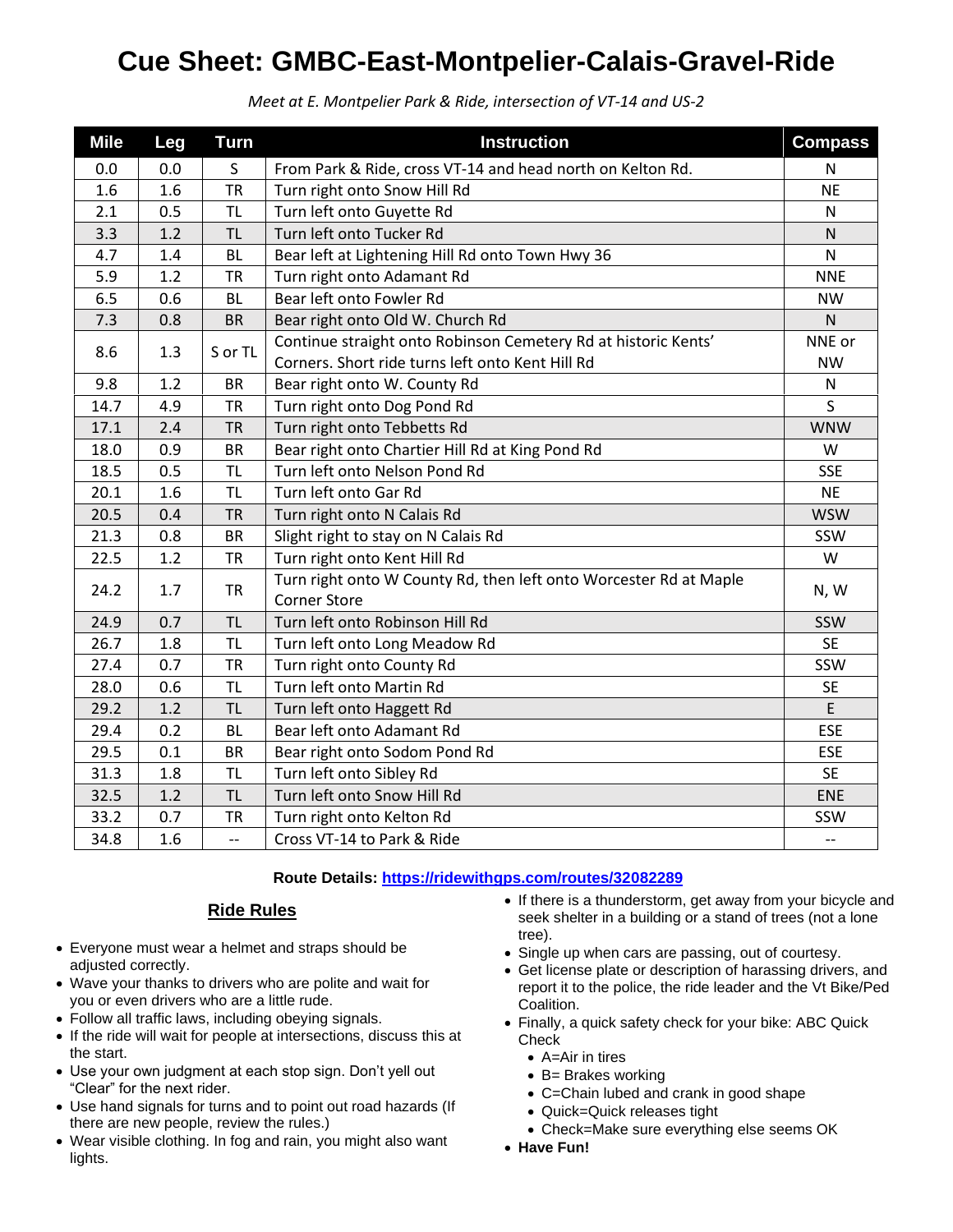# Cue Sheet: GMBC-East-Montpelier-Calais-Gravel-Ride

*Meet at E. Montpelier Park & Ride, intersection of VT-14 and US-2*

| Mile | Leg | Turn | Instruction | Compass |
|---|---|---|---|---|
| 0.0 | 0.0 | S | From Park & Ride, cross VT-14 and head north on Kelton Rd. | N |
| 1.6 | 1.6 | TR | Turn right onto Snow Hill Rd | NE |
| 2.1 | 0.5 | TL | Turn left onto Guyette Rd | N |
| 3.3 | 1.2 | TL | Turn left onto Tucker Rd | N |
| 4.7 | 1.4 | BL | Bear left at Lightening Hill Rd onto Town Hwy 36 | N |
| 5.9 | 1.2 | TR | Turn right onto Adamant Rd | NNE |
| 6.5 | 0.6 | BL | Bear left onto Fowler Rd | NW |
| 7.3 | 0.8 | BR | Bear right onto Old W. Church Rd | N |
| 8.6 | 1.3 | S or TL | Continue straight onto Robinson Cemetery Rd at historic Kents' Corners. Short ride turns left onto Kent Hill Rd | NNE or NW |
| 9.8 | 1.2 | BR | Bear right onto W. County Rd | N |
| 14.7 | 4.9 | TR | Turn right onto Dog Pond Rd | S |
| 17.1 | 2.4 | TR | Turn right onto Tebbetts Rd | WNW |
| 18.0 | 0.9 | BR | Bear right onto Chartier Hill Rd at King Pond Rd | W |
| 18.5 | 0.5 | TL | Turn left onto Nelson Pond Rd | SSE |
| 20.1 | 1.6 | TL | Turn left onto Gar Rd | NE |
| 20.5 | 0.4 | TR | Turn right onto N Calais Rd | WSW |
| 21.3 | 0.8 | BR | Slight right to stay on N Calais Rd | SSW |
| 22.5 | 1.2 | TR | Turn right onto Kent Hill Rd | W |
| 24.2 | 1.7 | TR | Turn right onto W County Rd, then left onto Worcester Rd at Maple Corner Store | N, W |
| 24.9 | 0.7 | TL | Turn left onto Robinson Hill Rd | SSW |
| 26.7 | 1.8 | TL | Turn left onto Long Meadow Rd | SE |
| 27.4 | 0.7 | TR | Turn right onto County Rd | SSW |
| 28.0 | 0.6 | TL | Turn left onto Martin Rd | SE |
| 29.2 | 1.2 | TL | Turn left onto Haggett Rd | E |
| 29.4 | 0.2 | BL | Bear left onto Adamant Rd | ESE |
| 29.5 | 0.1 | BR | Bear right onto Sodom Pond Rd | ESE |
| 31.3 | 1.8 | TL | Turn left onto Sibley Rd | SE |
| 32.5 | 1.2 | TL | Turn left onto Snow Hill Rd | ENE |
| 33.2 | 0.7 | TR | Turn right onto Kelton Rd | SSW |
| 34.8 | 1.6 | -- | Cross VT-14 to Park & Ride | -- |

**Route Details: https://ridewithgps.com/routes/32082289**

## Ride Rules

- Everyone must wear a helmet and straps should be adjusted correctly.
- Wave your thanks to drivers who are polite and wait for you or even drivers who are a little rude.
- Follow all traffic laws, including obeying signals.
- If the ride will wait for people at intersections, discuss this at the start.
- Use your own judgment at each stop sign. Don't yell out "Clear" for the next rider.
- Use hand signals for turns and to point out road hazards (If there are new people, review the rules.)
- Wear visible clothing. In fog and rain, you might also want lights.
- If there is a thunderstorm, get away from your bicycle and seek shelter in a building or a stand of trees (not a lone tree).
- Single up when cars are passing, out of courtesy.
- Get license plate or description of harassing drivers, and report it to the police, the ride leader and the Vt Bike/Ped Coalition.
- Finally, a quick safety check for your bike: ABC Quick Check
  - A=Air in tires
  - B= Brakes working
  - C=Chain lubed and crank in good shape
  - Quick=Quick releases tight
  - Check=Make sure everything else seems OK
- **Have Fun!**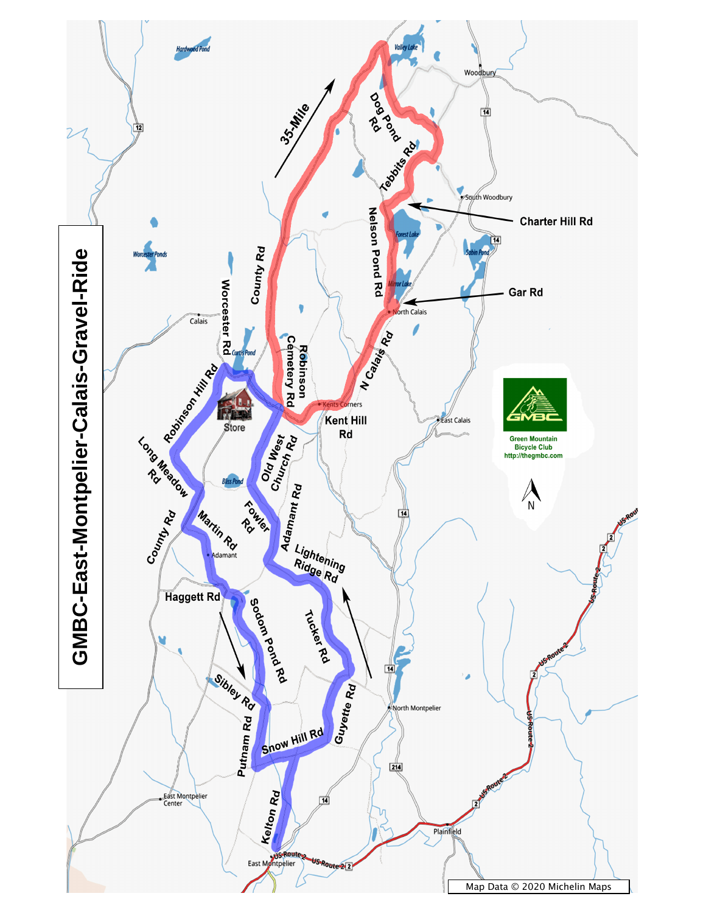# GMBC-East-Montpelier-Calais-Gravel-Ride

35-Mile

Hardwood Pond

Valley Lake

Woodbury

Dog Pond Rd

Tebbits Rd

South Woodbury

Charter Hill Rd

Nelson Pond Rd

Forest Lake

Sabin Pond

Mirror Lake

Gar Rd

North Calais

Worcester Ponds

County Rd

Worcester Rd

Calais

Curtis Pond

Robinson Cemetery Rd

N Calais Rd

Robinson Hill Rd

Store

Kents Corners

Kent Hill Rd

East Calais

Green Mountain Bicycle Club
http://thegmbc.com

GMBC

N

Long Meadow Rd

Old West Church Rd

Bliss Pond

Fowler Rd

Adamant Rd

County Rd

Martin Rd

Adamant

Lightening Ridge Rd

Haggett Rd

Sodom Pond Rd

Tucker Rd

Sibley Rd

North Montpelier

Guyette Rd

Snow Hill Rd

Putnam Rd

East Montpelier Center

Kelton Rd

Plainfield

East Montpelier

US-Route 2

Map Data © 2020 Michelin Maps